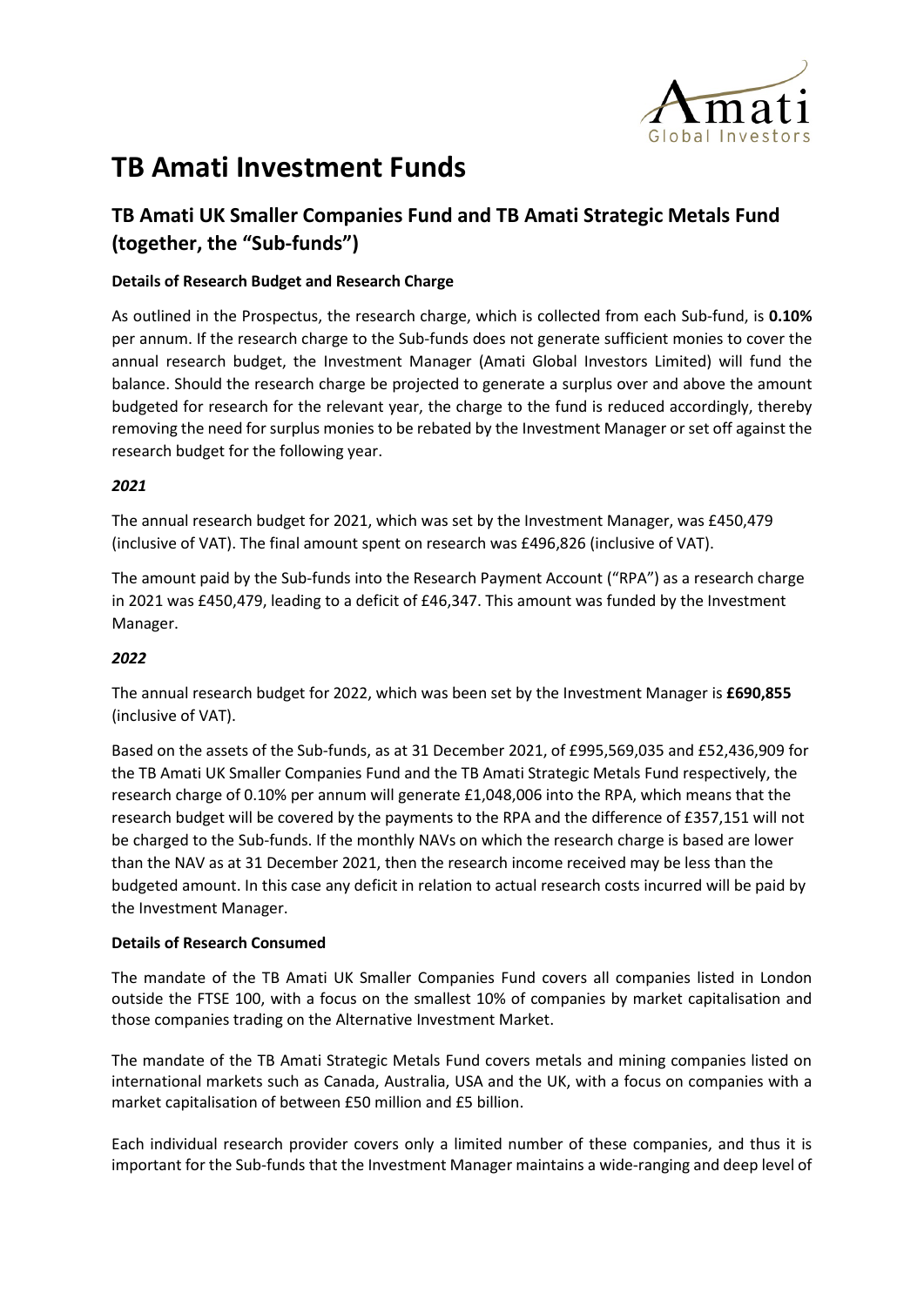# TB Amati Investment Funds

## TB Amati UK Smaller Companies Fund and TB Amati Strategic Metals Fund (together, the "Sub-funds")

### Details of Research Budget and Research Charge

As outlined in the Prospectus, the research charge, which is collected from each Sub-fund, is **0.10%** per annum. If the research charge to the Sub-funds does not generate sufficient monies to cover the annual research budget, the Investment Manager (Amati Global Investors Limited) will fund the balance. Should the research charge be projected to generate a surplus over and above the amount budgeted for research for the relevant year, the charge to the fund is reduced accordingly, thereby removing the need for surplus monies to be rebated by the Investment Manager or set off against the research budget for the following year.

#### *2021*

The annual research budget for 2021, which was set by the Investment Manager, was £450,479 (inclusive of VAT). The final amount spent on research was £496,826 (inclusive of VAT).

The amount paid by the Sub-funds into the Research Payment Account ("RPA") as a research charge in 2021 was £450,479, leading to a deficit of £46,347. This amount was funded by the Investment Manager.

#### *2022*

The annual research budget for 2022, which was been set by the Investment Manager is **£690,855** (inclusive of VAT).

Based on the assets of the Sub-funds, as at 31 December 2021, of £995,569,035 and £52,436,909 for the TB Amati UK Smaller Companies Fund and the TB Amati Strategic Metals Fund respectively, the research charge of 0.10% per annum will generate £1,048,006 into the RPA, which means that the research budget will be covered by the payments to the RPA and the difference of £357,151 will not be charged to the Sub-funds. If the monthly NAVs on which the research charge is based are lower than the NAV as at 31 December 2021, then the research income received may be less than the budgeted amount. In this case any deficit in relation to actual research costs incurred will be paid by the Investment Manager.

### Details of Research Consumed

The mandate of the TB Amati UK Smaller Companies Fund covers all companies listed in London outside the FTSE 100, with a focus on the smallest 10% of companies by market capitalisation and those companies trading on the Alternative Investment Market.

The mandate of the TB Amati Strategic Metals Fund covers metals and mining companies listed on international markets such as Canada, Australia, USA and the UK, with a focus on companies with a market capitalisation of between £50 million and £5 billion.

Each individual research provider covers only a limited number of these companies, and thus it is important for the Sub-funds that the Investment Manager maintains a wide-ranging and deep level of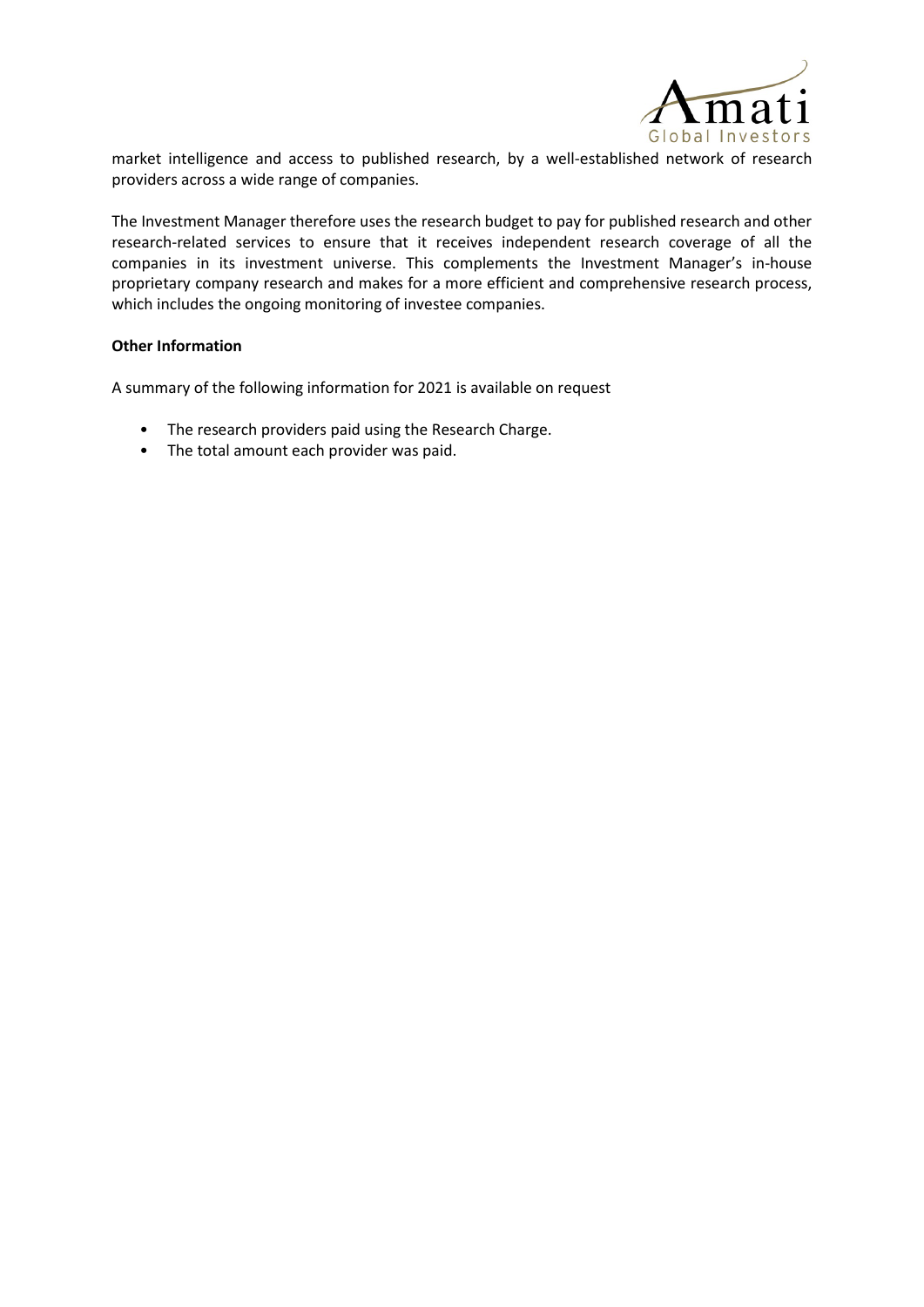market intelligence and access to published research, by a well-established network of research providers across a wide range of companies.

The Investment Manager therefore uses the research budget to pay for published research and other research-related services to ensure that it receives independent research coverage of all the companies in its investment universe. This complements the Investment Manager's in-house proprietary company research and makes for a more efficient and comprehensive research process, which includes the ongoing monitoring of investee companies.

**Other Information**

A summary of the following information for 2021 is available on request

- The research providers paid using the Research Charge.
- The total amount each provider was paid.